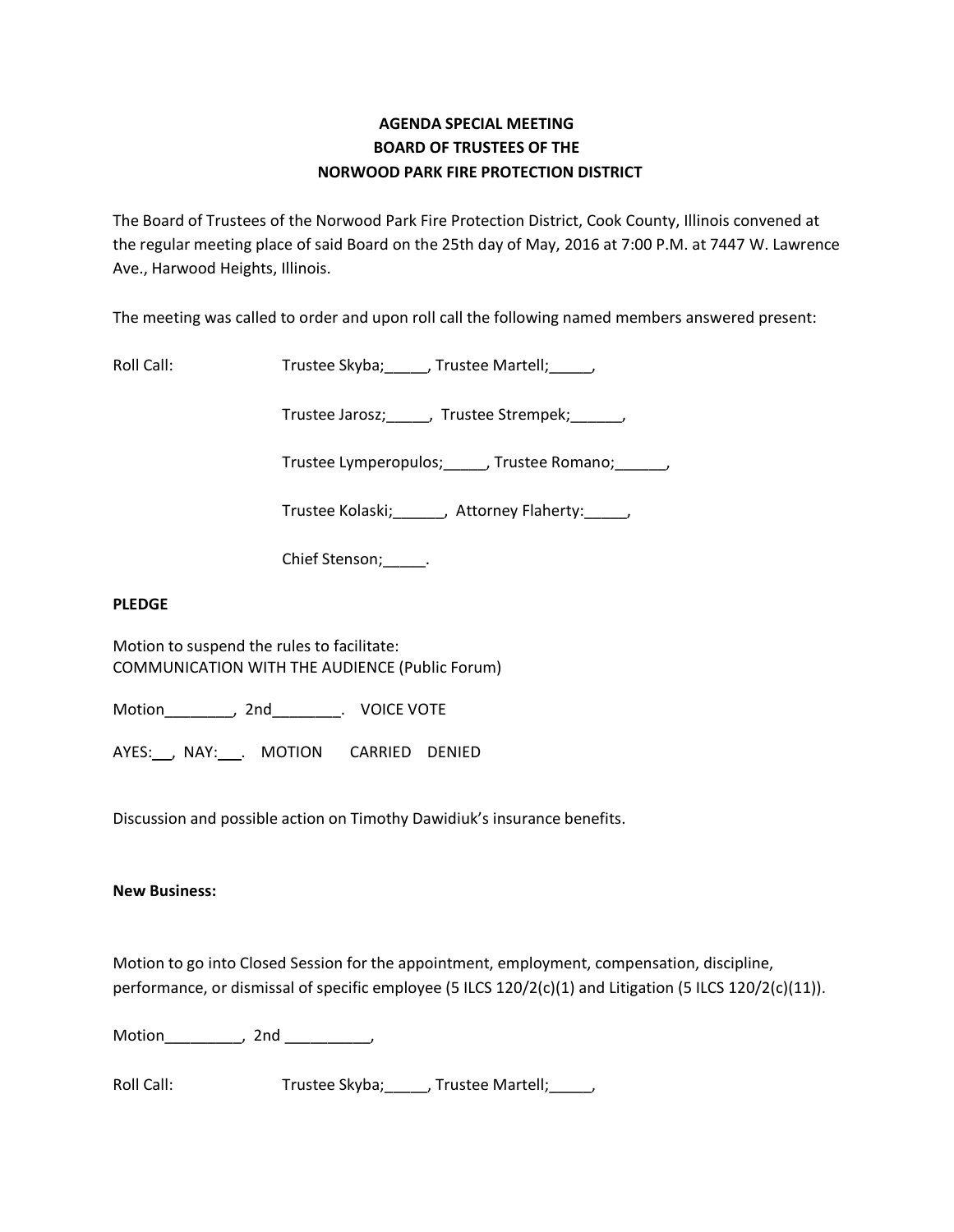**AGENDA SPECIAL MEETING**
**BOARD OF TRUSTEES OF THE**
**NORWOOD PARK FIRE PROTECTION DISTRICT**

The Board of Trustees of the Norwood Park Fire Protection District, Cook County, Illinois convened at the regular meeting place of said Board on the 25th day of May, 2016 at 7:00 P.M. at 7447 W. Lawrence Ave., Harwood Heights, Illinois.

The meeting was called to order and upon roll call the following named members answered present:

Roll Call: Trustee Skyba;_____, Trustee Martell;_____,

Trustee Jarosz;_____, Trustee Strempek;______,

Trustee Lymperopulos;_____, Trustee Romano;______,

Trustee Kolaski;______, Attorney Flaherty:_____,

Chief Stenson;_____.

**PLEDGE**

Motion to suspend the rules to facilitate:
COMMUNICATION WITH THE AUDIENCE (Public Forum)

Motion________, 2nd________. VOICE VOTE

AYES:___, NAY:___. MOTION CARRIED DENIED

Discussion and possible action on Timothy Dawidiuk's insurance benefits.

**New Business:**

Motion to go into Closed Session for the appointment, employment, compensation, discipline, performance, or dismissal of specific employee (5 ILCS 120/2(c)(1) and Litigation (5 ILCS 120/2(c)(11)).

Motion_________, 2nd __________,

Roll Call: Trustee Skyba;_____, Trustee Martell;_____,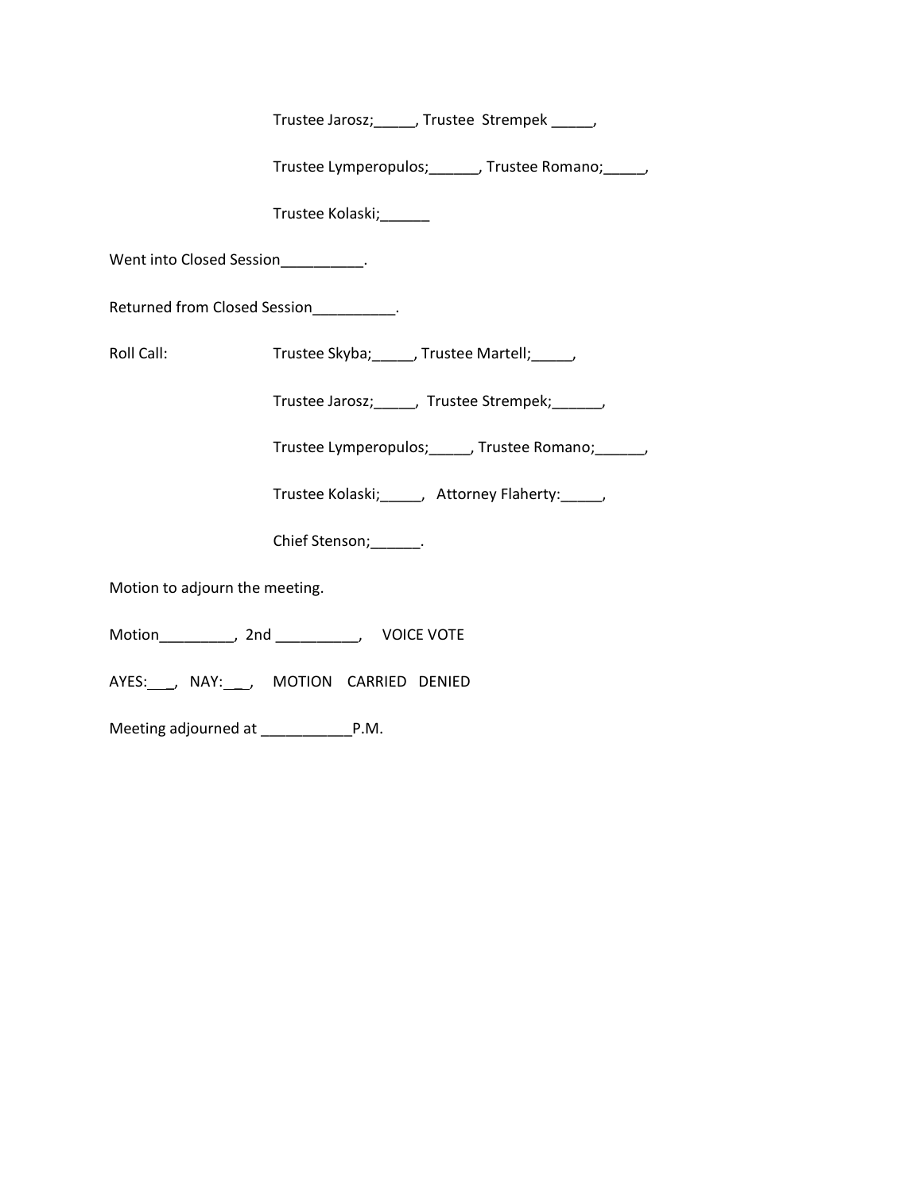Trustee Jarosz;_____, Trustee Strempek _____,

Trustee Lymperopulos;______, Trustee Romano;_____,

Trustee Kolaski;______

Went into Closed Session__________.

Returned from Closed Session__________.

Roll Call: Trustee Skyba;_____, Trustee Martell;_____,

Trustee Jarosz;_____, Trustee Strempek;______,

Trustee Lymperopulos;_____, Trustee Romano;______,

Trustee Kolaski;_____, Attorney Flaherty:_____,

Chief Stenson;______.

Motion to adjourn the meeting.

Motion_________, 2nd __________, VOICE VOTE

AYES:___, NAY:___, MOTION CARRIED DENIED

Meeting adjourned at ___________P.M.